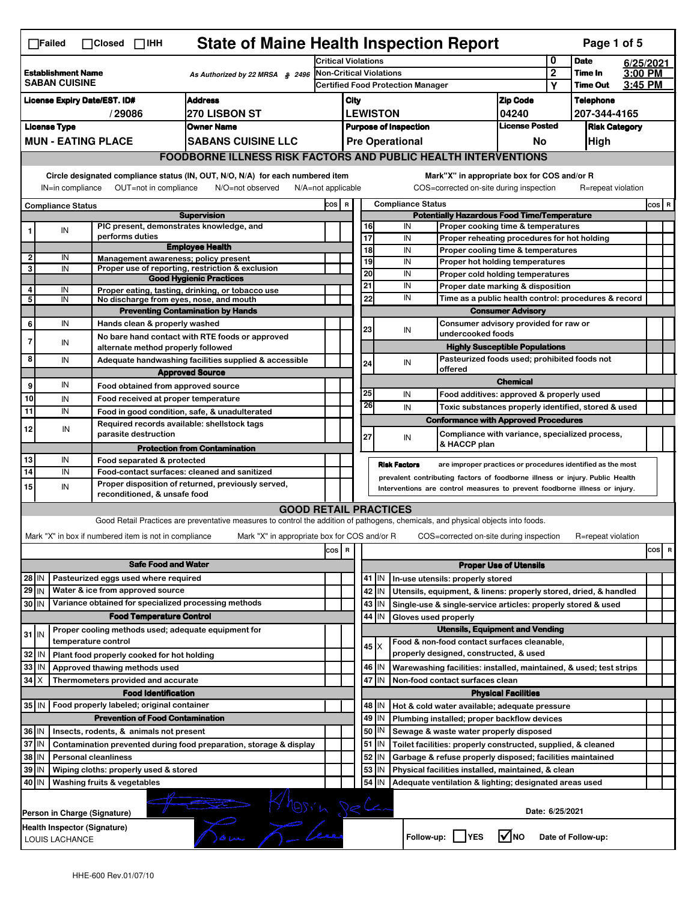# State of Maine Health Inspection Report

☐Failed ☐Closed ☐IHH

| | | | |
|---|---|---|---|
| **Establishment Name** SABAN CUISINE | As Authorized by 22 MRSA § 2496 | Critical Violations: 0 | **Date** 6/25/2021 |
| | | Non-Critical Violations: 2 | **Time In** 3:00 PM |
| | | Certified Food Protection Manager: Y | **Time Out** 3:45 PM |

| License Expiry Date/EST. ID# | Address | City | Zip Code | Telephone |
|---|---|---|---|---|
| / 29086 | 270 LISBON ST | LEWISTON | 04240 | 207-344-4165 |

| License Type | Owner Name | Purpose of Inspection | License Posted | Risk Category |
|---|---|---|---|---|
| MUN - EATING PLACE | SABANS CUISINE LLC | Pre Operational | No | High |

## FOODBORNE ILLNESS RISK FACTORS AND PUBLIC HEALTH INTERVENTIONS

Circle designated compliance status (IN, OUT, N/O, N/A) for each numbered item — IN=in compliance OUT=not in compliance N/O=not observed N/A=not applicable

Mark "X" in appropriate box for COS and/or R — COS=corrected on-site during inspection R=repeat violation

| # | Compliance Status | Item | COS | R |
|---|---|---|---|---|
| | | **Supervision** | | |
| 1 | IN | PIC present, demonstrates knowledge, and performs duties | | |
| | | **Employee Health** | | |
| 2 | IN | Management awareness; policy present | | |
| 3 | IN | Proper use of reporting, restriction & exclusion | | |
| | | **Good Hygienic Practices** | | |
| 4 | IN | Proper eating, tasting, drinking, or tobacco use | | |
| 5 | IN | No discharge from eyes, nose, and mouth | | |
| | | **Preventing Contamination by Hands** | | |
| 6 | IN | Hands clean & properly washed | | |
| 7 | IN | No bare hand contact with RTE foods or approved alternate method properly followed | | |
| 8 | IN | Adequate handwashing facilities supplied & accessible | | |
| | | **Approved Source** | | |
| 9 | IN | Food obtained from approved source | | |
| 10 | IN | Food received at proper temperature | | |
| 11 | IN | Food in good condition, safe, & unadulterated | | |
| 12 | IN | Required records available: shellstock tags parasite destruction | | |
| | | **Protection from Contamination** | | |
| 13 | IN | Food separated & protected | | |
| 14 | IN | Food-contact surfaces: cleaned and sanitized | | |
| 15 | IN | Proper disposition of returned, previously served, reconditioned, & unsafe food | | |
| | | **Potentially Hazardous Food Time/Temperature** | | |
| 16 | IN | Proper cooking time & temperatures | | |
| 17 | IN | Proper reheating procedures for hot holding | | |
| 18 | IN | Proper cooling time & temperatures | | |
| 19 | IN | Proper hot holding temperatures | | |
| 20 | IN | Proper cold holding temperatures | | |
| 21 | IN | Proper date marking & disposition | | |
| 22 | IN | Time as a public health control: procedures & record | | |
| | | **Consumer Advisory** | | |
| 23 | IN | Consumer advisory provided for raw or undercooked foods | | |
| | | **Highly Susceptible Populations** | | |
| 24 | IN | Pasteurized foods used; prohibited foods not offered | | |
| | | **Chemical** | | |
| 25 | IN | Food additives: approved & properly used | | |
| 26 | IN | Toxic substances properly identified, stored & used | | |
| | | **Conformance with Approved Procedures** | | |
| 27 | IN | Compliance with variance, specialized process, & HACCP plan | | |

**Risk Factors** are improper practices or procedures identified as the most prevalent contributing factors of foodborne illness or injury. Public Health Interventions are control measures to prevent foodborne illness or injury.

## GOOD RETAIL PRACTICES

Good Retail Practices are preventative measures to control the addition of pathogens, chemicals, and physical objects into foods.

Mark "X" in box if numbered item is not in compliance — Mark "X" in appropriate box for COS and/or R — COS=corrected on-site during inspection R=repeat violation

| # | Status | Item | COS | R |
|---|---|---|---|---|
| | | **Safe Food and Water** | | |
| 28 | IN | Pasteurized eggs used where required | | |
| 29 | IN | Water & ice from approved source | | |
| 30 | IN | Variance obtained for specialized processing methods | | |
| | | **Food Temperature Control** | | |
| 31 | IN | Proper cooling methods used; adequate equipment for temperature control | | |
| 32 | IN | Plant food properly cooked for hot holding | | |
| 33 | IN | Approved thawing methods used | | |
| 34 | X | Thermometers provided and accurate | | |
| | | **Food Identification** | | |
| 35 | IN | Food properly labeled; original container | | |
| | | **Prevention of Food Contamination** | | |
| 36 | IN | Insects, rodents, & animals not present | | |
| 37 | IN | Contamination prevented during food preparation, storage & display | | |
| 38 | IN | Personal cleanliness | | |
| 39 | IN | Wiping cloths: properly used & stored | | |
| 40 | IN | Washing fruits & vegetables | | |
| | | **Proper Use of Utensils** | | |
| 41 | IN | In-use utensils: properly stored | | |
| 42 | IN | Utensils, equipment, & linens: properly stored, dried, & handled | | |
| 43 | IN | Single-use & single-service articles: properly stored & used | | |
| 44 | IN | Gloves used properly | | |
| | | **Utensils, Equipment and Vending** | | |
| 45 | X | Food & non-food contact surfaces cleanable, properly designed, constructed, & used | | |
| 46 | IN | Warewashing facilities: installed, maintained, & used; test strips | | |
| 47 | IN | Non-food contact surfaces clean | | |
| | | **Physical Facilities** | | |
| 48 | IN | Hot & cold water available; adequate pressure | | |
| 49 | IN | Plumbing installed; proper backflow devices | | |
| 50 | IN | Sewage & waste water properly disposed | | |
| 51 | IN | Toilet facilities: properly constructed, supplied, & cleaned | | |
| 52 | IN | Garbage & refuse properly disposed; facilities maintained | | |
| 53 | IN | Physical facilities installed, maintained, & clean | | |
| 54 | IN | Adequate ventilation & lighting; designated areas used | | |

Person in Charge (Signature): [signature] Khosin Selm — Date: 6/25/2021

Health Inspector (Signature): LOUIS LACHANCE [signature]

Follow-up: ☐ YES ☑ NO — Date of Follow-up:

HHE-600 Rev.01/07/10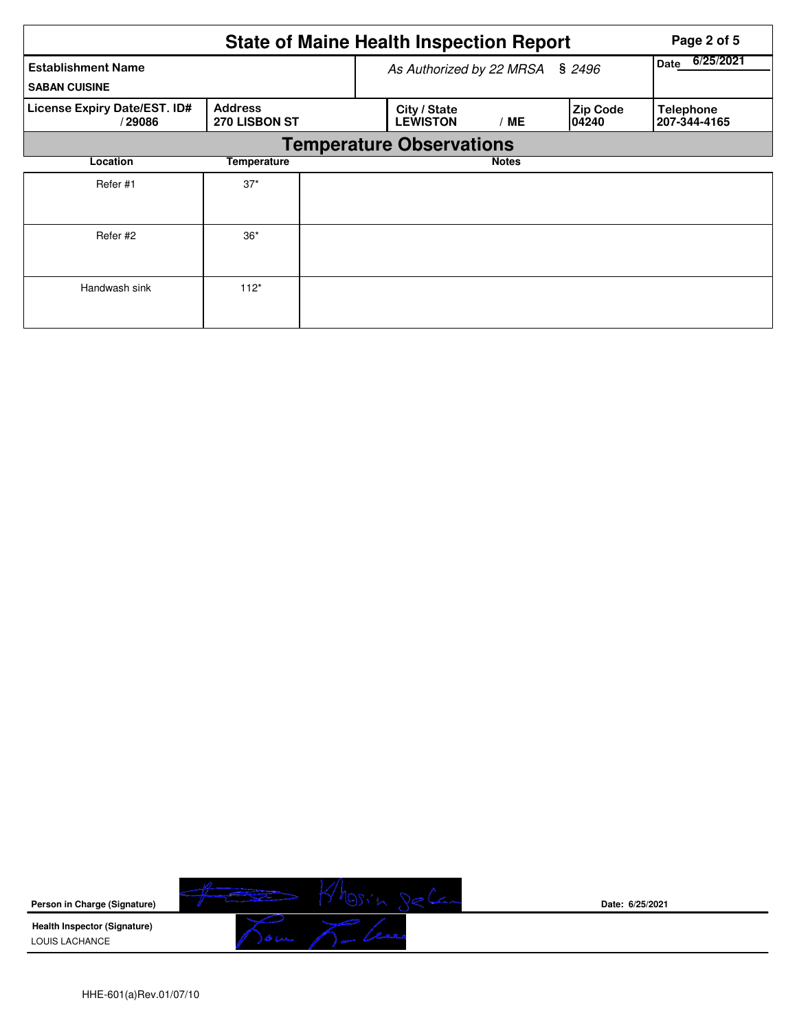# State of Maine Health Inspection Report

| Establishment Name | As Authorized by 22 MRSA § 2496 | Date 6/25/2021 |
|---|---|---|
| SABAN CUISINE | | |

| License Expiry Date/EST. ID# | Address | City / State | Zip Code | Telephone |
|---|---|---|---|---|
| / 29086 | 270 LISBON ST | LEWISTON / ME | 04240 | 207-344-4165 |

## Temperature Observations

| Location | Temperature | Notes |
|---|---|---|
| Refer #1 | 37* | |
| Refer #2 | 36* | |
| Handwash sink | 112* | |

**Person in Charge (Signature)** Date: 6/25/2021

**Health Inspector (Signature)**
LOUIS LACHANCE

HHE-601(a)Rev.01/07/10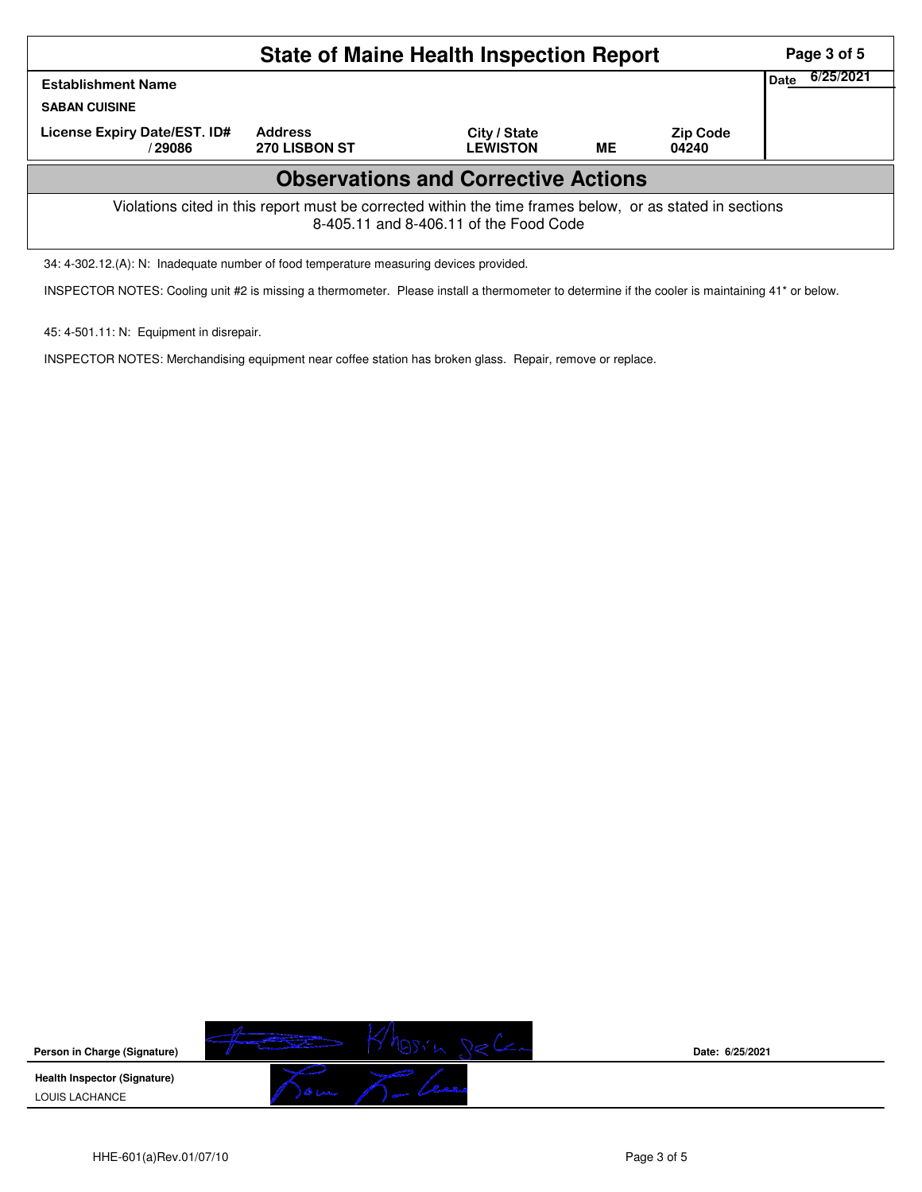# State of Maine Health Inspection Report

| Establishment Name | | | | | Date 6/25/2021 |
|---|---|---|---|---|---|
| SABAN CUISINE | | | | | |
| License Expiry Date/EST. ID# | Address | City / State | | Zip Code | |
| / 29086 | 270 LISBON ST | LEWISTON | ME | 04240 | |

## Observations and Corrective Actions

Violations cited in this report must be corrected within the time frames below, or as stated in sections 8-405.11 and 8-406.11 of the Food Code

34: 4-302.12.(A): N: Inadequate number of food temperature measuring devices provided.

INSPECTOR NOTES: Cooling unit #2 is missing a thermometer. Please install a thermometer to determine if the cooler is maintaining 41* or below.

45: 4-501.11: N: Equipment in disrepair.

INSPECTOR NOTES: Merchandising equipment near coffee station has broken glass. Repair, remove or replace.

**Person in Charge (Signature)** Date: 6/25/2021

**Health Inspector (Signature)**
LOUIS LACHANCE

HHE-601(a)Rev.01/07/10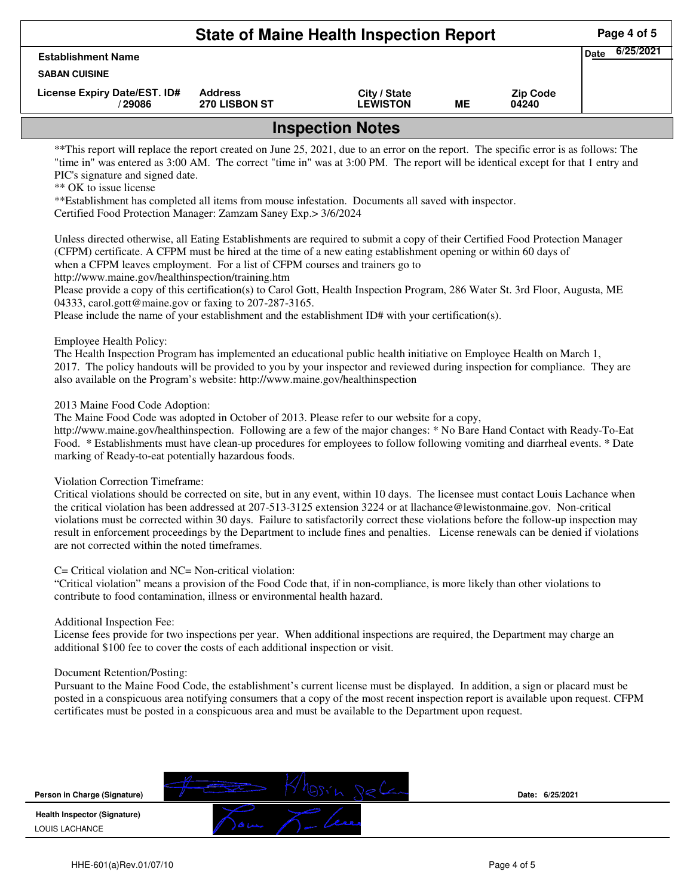# State of Maine Health Inspection Report

| Establishment Name | | | | | Date 6/25/2021 |
|---|---|---|---|---|---|
| SABAN CUISINE | | | | | |
| License Expiry Date/EST. ID# | Address | City / State | | Zip Code | |
| / 29086 | 270 LISBON ST | LEWISTON | ME | 04240 | |

## Inspection Notes

**This report will replace the report created on June 25, 2021, due to an error on the report. The specific error is as follows: The "time in" was entered as 3:00 AM. The correct "time in" was at 3:00 PM. The report will be identical except for that 1 entry and PIC's signature and signed date.
** OK to issue license
**Establishment has completed all items from mouse infestation. Documents all saved with inspector.
Certified Food Protection Manager: Zamzam Saney Exp.> 3/6/2024

Unless directed otherwise, all Eating Establishments are required to submit a copy of their Certified Food Protection Manager (CFPM) certificate. A CFPM must be hired at the time of a new eating establishment opening or within 60 days of when a CFPM leaves employment. For a list of CFPM courses and trainers go to http://www.maine.gov/healthinspection/training.htm
Please provide a copy of this certification(s) to Carol Gott, Health Inspection Program, 286 Water St. 3rd Floor, Augusta, ME 04333, carol.gott@maine.gov or faxing to 207-287-3165.
Please include the name of your establishment and the establishment ID# with your certification(s).

Employee Health Policy:
The Health Inspection Program has implemented an educational public health initiative on Employee Health on March 1, 2017. The policy handouts will be provided to you by your inspector and reviewed during inspection for compliance. They are also available on the Program's website: http://www.maine.gov/healthinspection

2013 Maine Food Code Adoption:
The Maine Food Code was adopted in October of 2013. Please refer to our website for a copy, http://www.maine.gov/healthinspection. Following are a few of the major changes: * No Bare Hand Contact with Ready-To-Eat Food. * Establishments must have clean-up procedures for employees to follow following vomiting and diarrheal events. * Date marking of Ready-to-eat potentially hazardous foods.

Violation Correction Timeframe:
Critical violations should be corrected on site, but in any event, within 10 days. The licensee must contact Louis Lachance when the critical violation has been addressed at 207-513-3125 extension 3224 or at llachance@lewistonmaine.gov. Non-critical violations must be corrected within 30 days. Failure to satisfactorily correct these violations before the follow-up inspection may result in enforcement proceedings by the Department to include fines and penalties. License renewals can be denied if violations are not corrected within the noted timeframes.

C= Critical violation and NC= Non-critical violation:
"Critical violation" means a provision of the Food Code that, if in non-compliance, is more likely than other violations to contribute to food contamination, illness or environmental health hazard.

Additional Inspection Fee:
License fees provide for two inspections per year. When additional inspections are required, the Department may charge an additional $100 fee to cover the costs of each additional inspection or visit.

Document Retention/Posting:
Pursuant to the Maine Food Code, the establishment's current license must be displayed. In addition, a sign or placard must be posted in a conspicuous area notifying consumers that a copy of the most recent inspection report is available upon request. CFPM certificates must be posted in a conspicuous area and must be available to the Department upon request.

| | | |
|---|---|---|
| Person in Charge (Signature) | [signature] Khosin Sela | Date: 6/25/2021 |
| Health Inspector (Signature) LOUIS LACHANCE | [signature] | |

HHE-601(a)Rev.01/07/10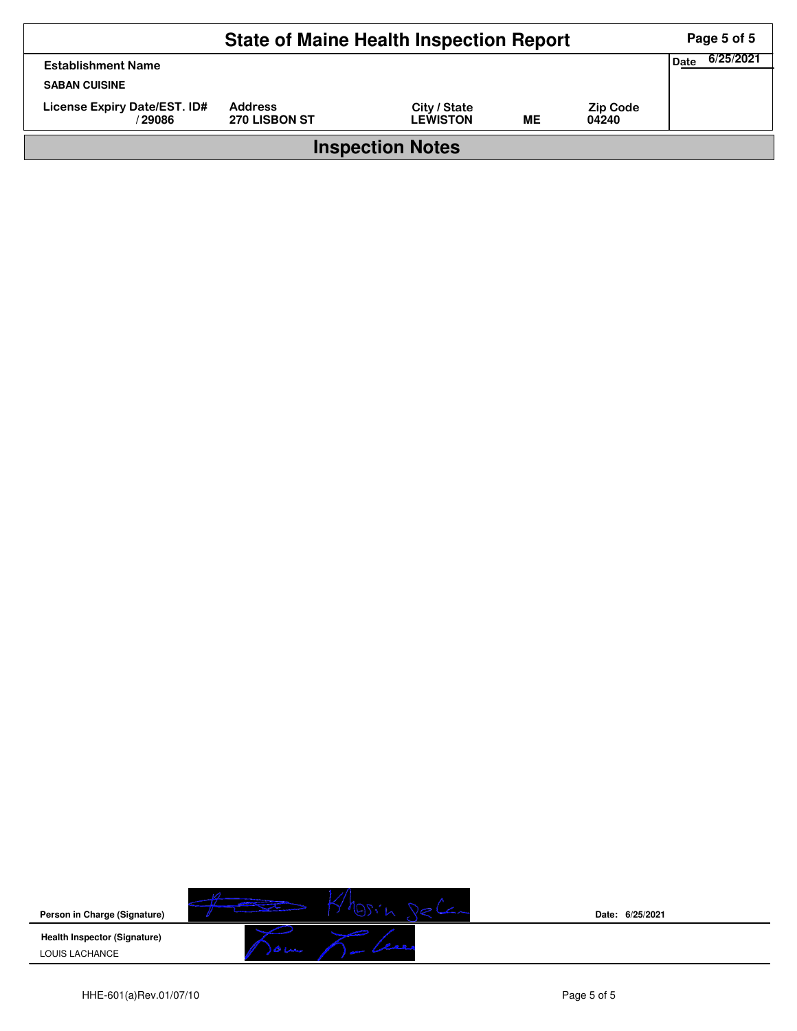# State of Maine Health Inspection Report

| | | | | | |
|---|---|---|---|---|---|
| **Establishment Name** | | | | | **Date** 6/25/2021 |
| **SABAN CUISINE** | | | | | |
| **License Expiry Date/EST. ID#** / 29086 | **Address** 270 LISBON ST | **City / State** LEWISTON | ME | **Zip Code** 04240 | |

## Inspection Notes

**Person in Charge (Signature)** Date: 6/25/2021

**Health Inspector (Signature)**
LOUIS LACHANCE

HHE-601(a)Rev.01/07/10